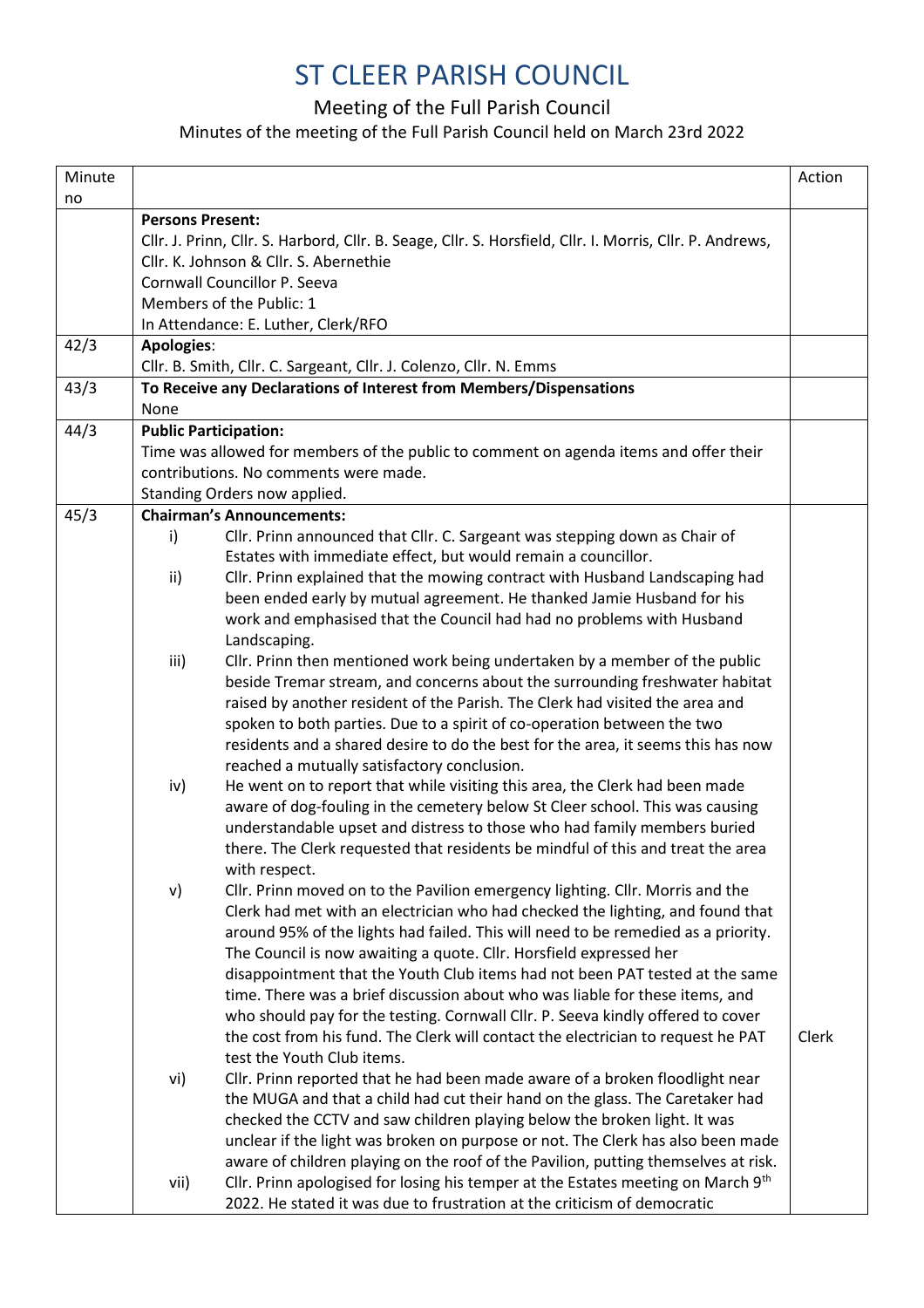# ST CLEER PARISH COUNCIL

## Meeting of the Full Parish Council

### Minutes of the meeting of the Full Parish Council held on March 23rd 2022

| Minute no | | Action |
|---|---|---|
| | **Persons Present:**<br>Cllr. J. Prinn, Cllr. S. Harbord, Cllr. B. Seage, Cllr. S. Horsfield, Cllr. I. Morris, Cllr. P. Andrews, Cllr. K. Johnson & Cllr. S. Abernethie<br>Cornwall Councillor P. Seeva<br>Members of the Public: 1<br>In Attendance: E. Luther, Clerk/RFO | |
| 42/3 | **Apologies**:<br>Cllr. B. Smith, Cllr. C. Sargeant, Cllr. J. Colenzo, Cllr. N. Emms | |
| 43/3 | **To Receive any Declarations of Interest from Members/Dispensations**<br>None | |
| 44/3 | **Public Participation:**<br>Time was allowed for members of the public to comment on agenda items and offer their contributions. No comments were made.<br>Standing Orders now applied. | |
| 45/3 | **Chairman's Announcements:**<br>i) Cllr. Prinn announced that Cllr. C. Sargeant was stepping down as Chair of Estates with immediate effect, but would remain a councillor.<br>ii) Cllr. Prinn explained that the mowing contract with Husband Landscaping had been ended early by mutual agreement. He thanked Jamie Husband for his work and emphasised that the Council had had no problems with Husband Landscaping.<br>iii) Cllr. Prinn then mentioned work being undertaken by a member of the public beside Tremar stream, and concerns about the surrounding freshwater habitat raised by another resident of the Parish. The Clerk had visited the area and spoken to both parties. Due to a spirit of co-operation between the two residents and a shared desire to do the best for the area, it seems this has now reached a mutually satisfactory conclusion.<br>iv) He went on to report that while visiting this area, the Clerk had been made aware of dog-fouling in the cemetery below St Cleer school. This was causing understandable upset and distress to those who had family members buried there. The Clerk requested that residents be mindful of this and treat the area with respect.<br>v) Cllr. Prinn moved on to the Pavilion emergency lighting. Cllr. Morris and the Clerk had met with an electrician who had checked the lighting, and found that around 95% of the lights had failed. This will need to be remedied as a priority. The Council is now awaiting a quote. Cllr. Horsfield expressed her disappointment that the Youth Club items had not been PAT tested at the same time. There was a brief discussion about who was liable for these items, and who should pay for the testing. Cornwall Cllr. P. Seeva kindly offered to cover the cost from his fund. The Clerk will contact the electrician to request he PAT test the Youth Club items.<br>vi) Cllr. Prinn reported that he had been made aware of a broken floodlight near the MUGA and that a child had cut their hand on the glass. The Caretaker had checked the CCTV and saw children playing below the broken light. It was unclear if the light was broken on purpose or not. The Clerk has also been made aware of children playing on the roof of the Pavilion, putting themselves at risk.<br>vii) Cllr. Prinn apologised for losing his temper at the Estates meeting on March 9th 2022. He stated it was due to frustration at the criticism of democratic | Clerk |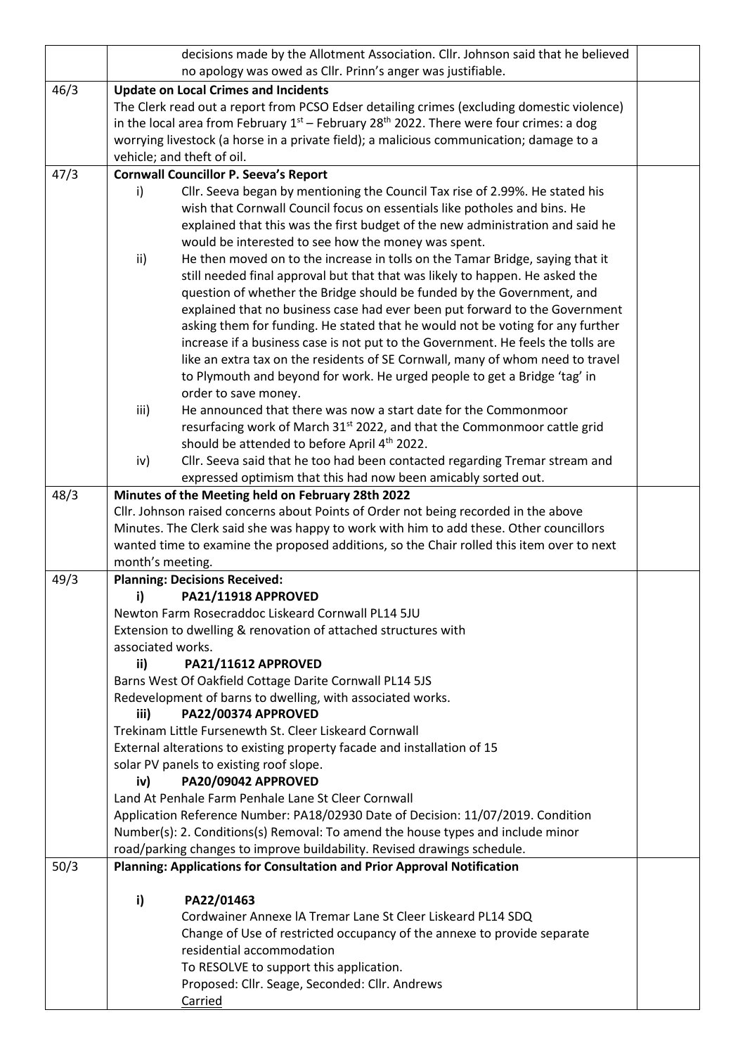| | | |
|---|---|---|
| | decisions made by the Allotment Association. Cllr. Johnson said that he believed no apology was owed as Cllr. Prinn's anger was justifiable. | |
| 46/3 | **Update on Local Crimes and Incidents**<br>The Clerk read out a report from PCSO Edser detailing crimes (excluding domestic violence) in the local area from February 1st – February 28th 2022. There were four crimes: a dog worrying livestock (a horse in a private field); a malicious communication; damage to a vehicle; and theft of oil. | |
| 47/3 | **Cornwall Councillor P. Seeva's Report**<br>i) Cllr. Seeva began by mentioning the Council Tax rise of 2.99%. He stated his wish that Cornwall Council focus on essentials like potholes and bins. He explained that this was the first budget of the new administration and said he would be interested to see how the money was spent.<br>ii) He then moved on to the increase in tolls on the Tamar Bridge, saying that it still needed final approval but that that was likely to happen. He asked the question of whether the Bridge should be funded by the Government, and explained that no business case had ever been put forward to the Government asking them for funding. He stated that he would not be voting for any further increase if a business case is not put to the Government. He feels the tolls are like an extra tax on the residents of SE Cornwall, many of whom need to travel to Plymouth and beyond for work. He urged people to get a Bridge 'tag' in order to save money.<br>iii) He announced that there was now a start date for the Commonmoor resurfacing work of March 31st 2022, and that the Commonmoor cattle grid should be attended to before April 4th 2022.<br>iv) Cllr. Seeva said that he too had been contacted regarding Tremar stream and expressed optimism that this had now been amicably sorted out. | |
| 48/3 | **Minutes of the Meeting held on February 28th 2022**<br>Cllr. Johnson raised concerns about Points of Order not being recorded in the above Minutes. The Clerk said she was happy to work with him to add these. Other councillors wanted time to examine the proposed additions, so the Chair rolled this item over to next month's meeting. | |
| 49/3 | **Planning: Decisions Received:**<br>**i) PA21/11918 APPROVED**<br>Newton Farm Rosecraddoc Liskeard Cornwall PL14 5JU<br>Extension to dwelling & renovation of attached structures with associated works.<br>**ii) PA21/11612 APPROVED**<br>Barns West Of Oakfield Cottage Darite Cornwall PL14 5JS<br>Redevelopment of barns to dwelling, with associated works.<br>**iii) PA22/00374 APPROVED**<br>Trekinam Little Fursenewth St. Cleer Liskeard Cornwall<br>External alterations to existing property facade and installation of 15 solar PV panels to existing roof slope.<br>**iv) PA20/09042 APPROVED**<br>Land At Penhale Farm Penhale Lane St Cleer Cornwall<br>Application Reference Number: PA18/02930 Date of Decision: 11/07/2019. Condition Number(s): 2. Conditions(s) Removal: To amend the house types and include minor road/parking changes to improve buildability. Revised drawings schedule. | |
| 50/3 | **Planning: Applications for Consultation and Prior Approval Notification**<br><br>**i) PA22/01463**<br>Cordwainer Annexe lA Tremar Lane St Cleer Liskeard PL14 SDQ<br>Change of Use of restricted occupancy of the annexe to provide separate residential accommodation<br>To RESOLVE to support this application.<br>Proposed: Cllr. Seage, Seconded: Cllr. Andrews<br>Carried | |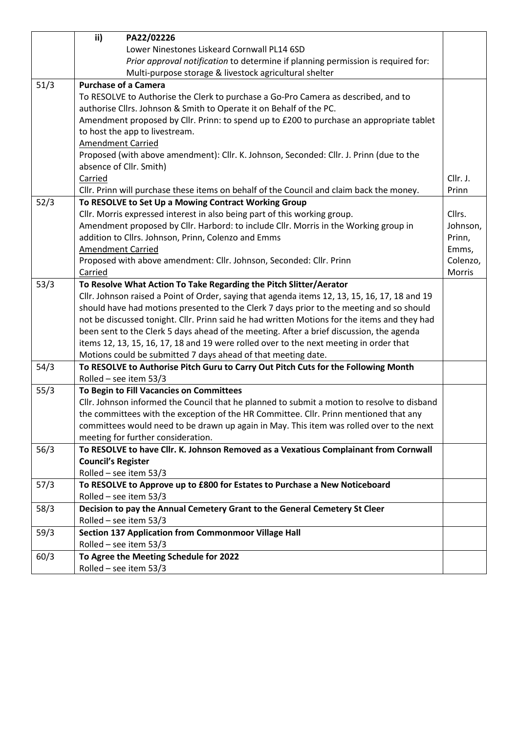| | | |
|---|---|---|
| | **ii) PA22/02226**<br>Lower Ninestones Liskeard Cornwall PL14 6SD<br>*Prior approval notification* to determine if planning permission is required for: Multi-purpose storage & livestock agricultural shelter | |
| 51/3 | **Purchase of a Camera**<br>To RESOLVE to Authorise the Clerk to purchase a Go-Pro Camera as described, and to authorise Cllrs. Johnson & Smith to Operate it on Behalf of the PC.<br>Amendment proposed by Cllr. Prinn: to spend up to £200 to purchase an appropriate tablet to host the app to livestream.<br>Amendment Carried<br>Proposed (with above amendment): Cllr. K. Johnson, Seconded: Cllr. J. Prinn (due to the absence of Cllr. Smith)<br>Carried<br>Cllr. Prinn will purchase these items on behalf of the Council and claim back the money. | Cllr. J. Prinn |
| 52/3 | **To RESOLVE to Set Up a Mowing Contract Working Group**<br>Cllr. Morris expressed interest in also being part of this working group.<br>Amendment proposed by Cllr. Harbord: to include Cllr. Morris in the Working group in addition to Cllrs. Johnson, Prinn, Colenzo and Emms<br>Amendment Carried<br>Proposed with above amendment: Cllr. Johnson, Seconded: Cllr. Prinn<br>Carried | Cllrs. Johnson, Prinn, Emms, Colenzo, Morris |
| 53/3 | **To Resolve What Action To Take Regarding the Pitch Slitter/Aerator**<br>Cllr. Johnson raised a Point of Order, saying that agenda items 12, 13, 15, 16, 17, 18 and 19 should have had motions presented to the Clerk 7 days prior to the meeting and so should not be discussed tonight. Cllr. Prinn said he had written Motions for the items and they had been sent to the Clerk 5 days ahead of the meeting. After a brief discussion, the agenda items 12, 13, 15, 16, 17, 18 and 19 were rolled over to the next meeting in order that Motions could be submitted 7 days ahead of that meeting date. | |
| 54/3 | **To RESOLVE to Authorise Pitch Guru to Carry Out Pitch Cuts for the Following Month**<br>Rolled – see item 53/3 | |
| 55/3 | **To Begin to Fill Vacancies on Committees**<br>Cllr. Johnson informed the Council that he planned to submit a motion to resolve to disband the committees with the exception of the HR Committee. Cllr. Prinn mentioned that any committees would need to be drawn up again in May. This item was rolled over to the next meeting for further consideration. | |
| 56/3 | **To RESOLVE to have Cllr. K. Johnson Removed as a Vexatious Complainant from Cornwall Council's Register**<br>Rolled – see item 53/3 | |
| 57/3 | **To RESOLVE to Approve up to £800 for Estates to Purchase a New Noticeboard**<br>Rolled – see item 53/3 | |
| 58/3 | **Decision to pay the Annual Cemetery Grant to the General Cemetery St Cleer**<br>Rolled – see item 53/3 | |
| 59/3 | **Section 137 Application from Commonmoor Village Hall**<br>Rolled – see item 53/3 | |
| 60/3 | **To Agree the Meeting Schedule for 2022**<br>Rolled – see item 53/3 | |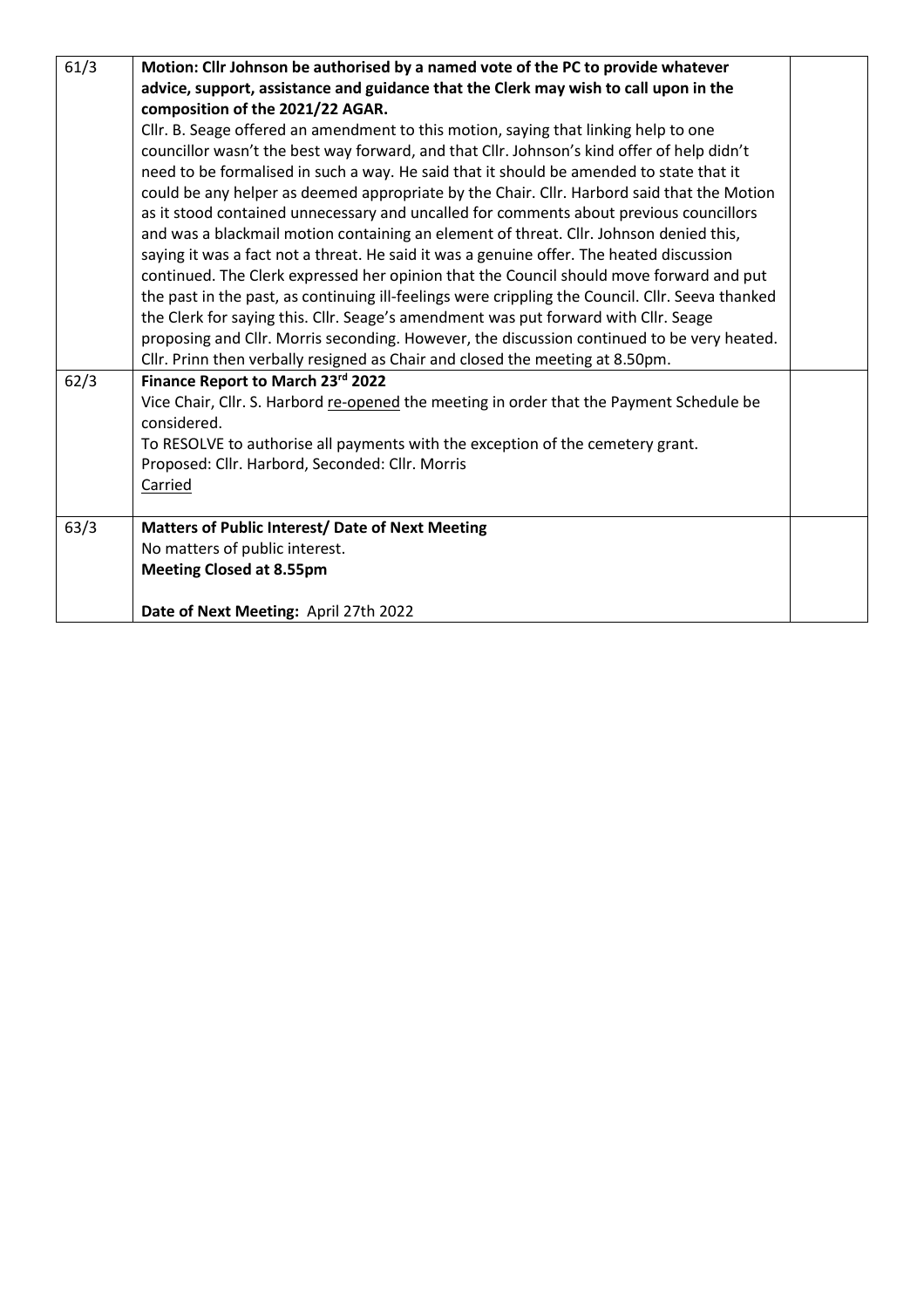| | | |
|---|---|---|
| 61/3 | **Motion: Cllr Johnson be authorised by a named vote of the PC to provide whatever advice, support, assistance and guidance that the Clerk may wish to call upon in the composition of the 2021/22 AGAR.**<br>Cllr. B. Seage offered an amendment to this motion, saying that linking help to one councillor wasn't the best way forward, and that Cllr. Johnson's kind offer of help didn't need to be formalised in such a way. He said that it should be amended to state that it could be any helper as deemed appropriate by the Chair. Cllr. Harbord said that the Motion as it stood contained unnecessary and uncalled for comments about previous councillors and was a blackmail motion containing an element of threat. Cllr. Johnson denied this, saying it was a fact not a threat. He said it was a genuine offer. The heated discussion continued. The Clerk expressed her opinion that the Council should move forward and put the past in the past, as continuing ill-feelings were crippling the Council. Cllr. Seeva thanked the Clerk for saying this. Cllr. Seage's amendment was put forward with Cllr. Seage proposing and Cllr. Morris seconding. However, the discussion continued to be very heated. Cllr. Prinn then verbally resigned as Chair and closed the meeting at 8.50pm. | |
| 62/3 | **Finance Report to March 23rd 2022**<br>Vice Chair, Cllr. S. Harbord re-opened the meeting in order that the Payment Schedule be considered.<br>To RESOLVE to authorise all payments with the exception of the cemetery grant.<br>Proposed: Cllr. Harbord, Seconded: Cllr. Morris<br>Carried | |
| 63/3 | **Matters of Public Interest/ Date of Next Meeting**<br>No matters of public interest.<br>**Meeting Closed at 8.55pm**<br><br>**Date of Next Meeting:** April 27th 2022 | |